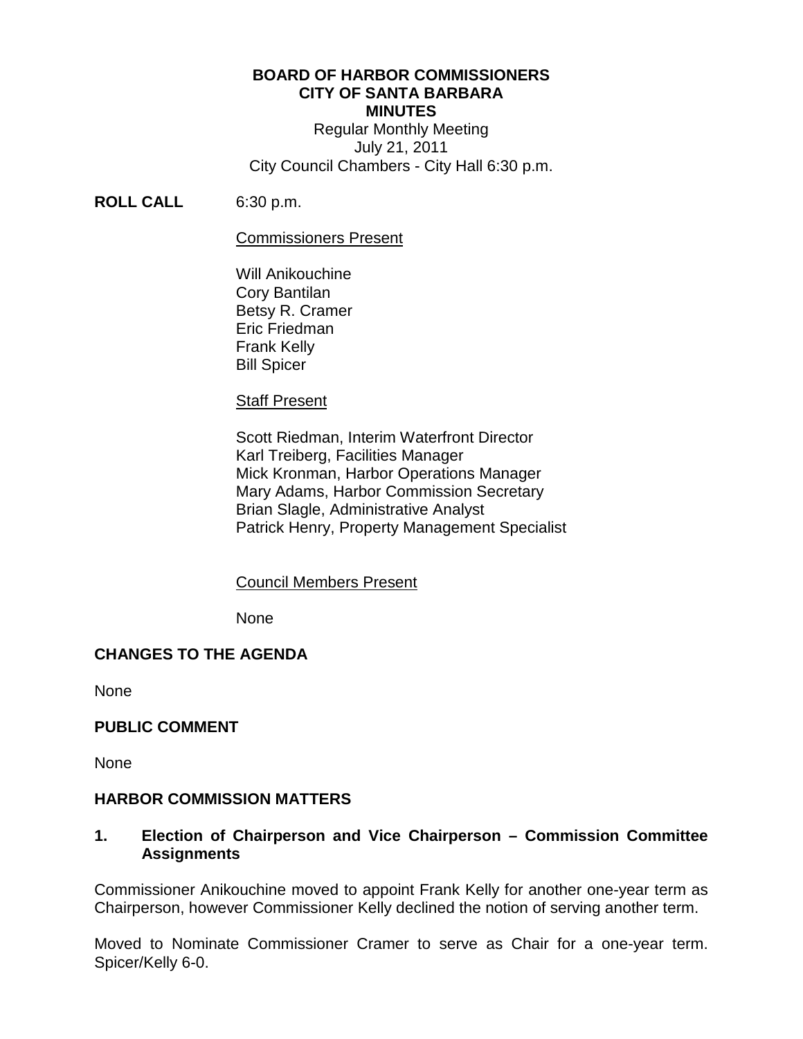# BOARD OF HARBOR COMMISSIONERS
## CITY OF SANTA BARBARA
## MINUTES

Regular Monthly Meeting
July 21, 2011
City Council Chambers - City Hall 6:30 p.m.

**ROLL CALL** 6:30 p.m.

Commissioners Present

Will Anikouchine
Cory Bantilan
Betsy R. Cramer
Eric Friedman
Frank Kelly
Bill Spicer

Staff Present

Scott Riedman, Interim Waterfront Director
Karl Treiberg, Facilities Manager
Mick Kronman, Harbor Operations Manager
Mary Adams, Harbor Commission Secretary
Brian Slagle, Administrative Analyst
Patrick Henry, Property Management Specialist

Council Members Present

None

## CHANGES TO THE AGENDA

None

## PUBLIC COMMENT

None

## HARBOR COMMISSION MATTERS

### 1. Election of Chairperson and Vice Chairperson – Commission Committee Assignments

Commissioner Anikouchine moved to appoint Frank Kelly for another one-year term as Chairperson, however Commissioner Kelly declined the notion of serving another term.

Moved to Nominate Commissioner Cramer to serve as Chair for a one-year term. Spicer/Kelly 6-0.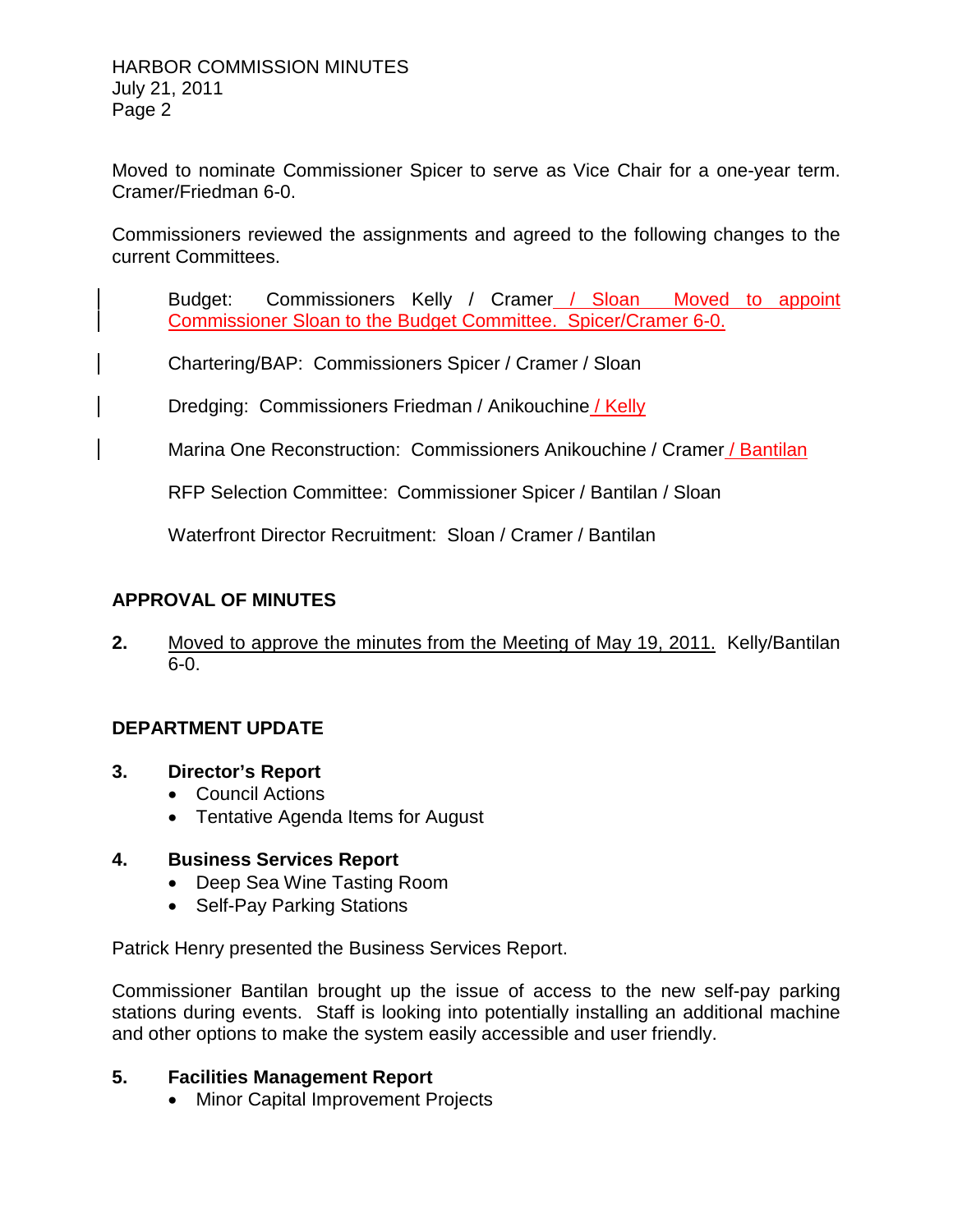Moved to nominate Commissioner Spicer to serve as Vice Chair for a one-year term. Cramer/Friedman 6-0.

Commissioners reviewed the assignments and agreed to the following changes to the current Committees.

Budget: Commissioners Kelly / Cramer / Sloan Moved to appoint Commissioner Sloan to the Budget Committee. Spicer/Cramer 6-0.

Chartering/BAP: Commissioners Spicer / Cramer / Sloan

Dredging: Commissioners Friedman / Anikouchine / Kelly

Marina One Reconstruction: Commissioners Anikouchine / Cramer / Bantilan

RFP Selection Committee: Commissioner Spicer / Bantilan / Sloan

Waterfront Director Recruitment: Sloan / Cramer / Bantilan

## APPROVAL OF MINUTES

**2.** Moved to approve the minutes from the Meeting of May 19, 2011. Kelly/Bantilan 6-0.

## DEPARTMENT UPDATE

**3. Director's Report**

- Council Actions
- Tentative Agenda Items for August

**4. Business Services Report**

- Deep Sea Wine Tasting Room
- Self-Pay Parking Stations

Patrick Henry presented the Business Services Report.

Commissioner Bantilan brought up the issue of access to the new self-pay parking stations during events. Staff is looking into potentially installing an additional machine and other options to make the system easily accessible and user friendly.

**5. Facilities Management Report**

- Minor Capital Improvement Projects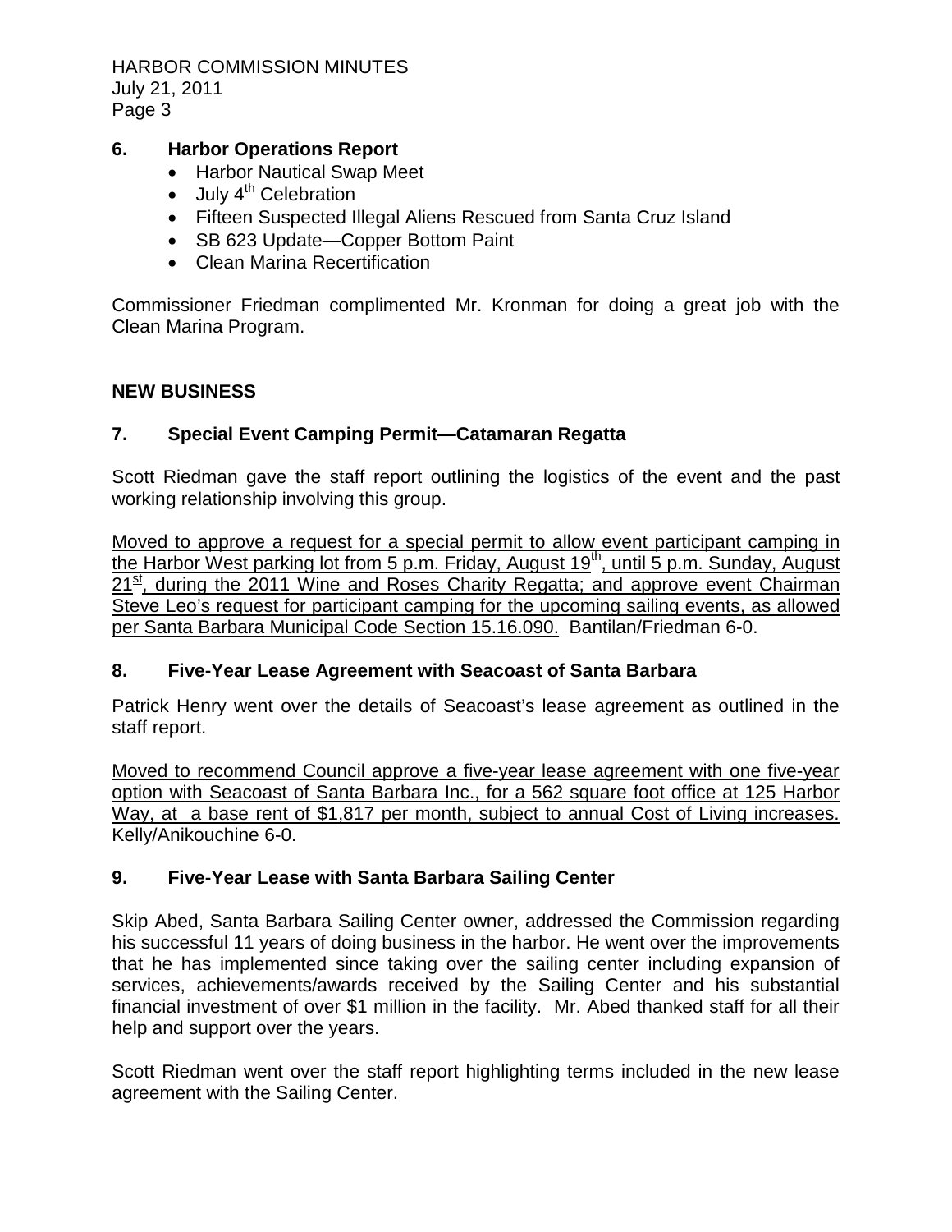### 6. Harbor Operations Report

- Harbor Nautical Swap Meet
- July 4th Celebration
- Fifteen Suspected Illegal Aliens Rescued from Santa Cruz Island
- SB 623 Update—Copper Bottom Paint
- Clean Marina Recertification

Commissioner Friedman complimented Mr. Kronman for doing a great job with the Clean Marina Program.

## NEW BUSINESS

### 7. Special Event Camping Permit—Catamaran Regatta

Scott Riedman gave the staff report outlining the logistics of the event and the past working relationship involving this group.

Moved to approve a request for a special permit to allow event participant camping in the Harbor West parking lot from 5 p.m. Friday, August 19th, until 5 p.m. Sunday, August 21st, during the 2011 Wine and Roses Charity Regatta; and approve event Chairman Steve Leo's request for participant camping for the upcoming sailing events, as allowed per Santa Barbara Municipal Code Section 15.16.090. Bantilan/Friedman 6-0.

### 8. Five-Year Lease Agreement with Seacoast of Santa Barbara

Patrick Henry went over the details of Seacoast's lease agreement as outlined in the staff report.

Moved to recommend Council approve a five-year lease agreement with one five-year option with Seacoast of Santa Barbara Inc., for a 562 square foot office at 125 Harbor Way, at a base rent of $1,817 per month, subject to annual Cost of Living increases. Kelly/Anikouchine 6-0.

### 9. Five-Year Lease with Santa Barbara Sailing Center

Skip Abed, Santa Barbara Sailing Center owner, addressed the Commission regarding his successful 11 years of doing business in the harbor. He went over the improvements that he has implemented since taking over the sailing center including expansion of services, achievements/awards received by the Sailing Center and his substantial financial investment of over $1 million in the facility. Mr. Abed thanked staff for all their help and support over the years.

Scott Riedman went over the staff report highlighting terms included in the new lease agreement with the Sailing Center.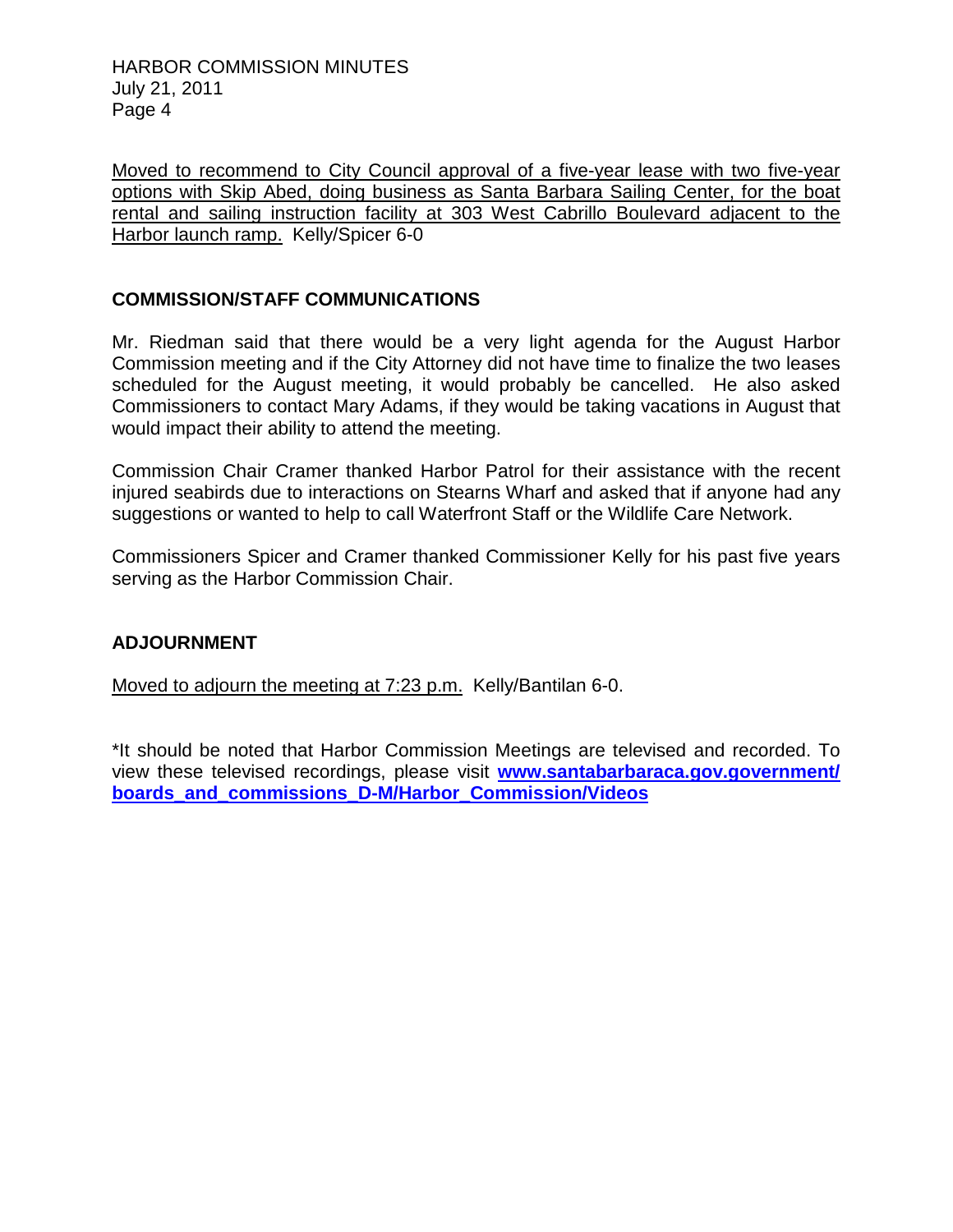Moved to recommend to City Council approval of a five-year lease with two five-year options with Skip Abed, doing business as Santa Barbara Sailing Center, for the boat rental and sailing instruction facility at 303 West Cabrillo Boulevard adjacent to the Harbor launch ramp. Kelly/Spicer 6-0

## COMMISSION/STAFF COMMUNICATIONS

Mr. Riedman said that there would be a very light agenda for the August Harbor Commission meeting and if the City Attorney did not have time to finalize the two leases scheduled for the August meeting, it would probably be cancelled. He also asked Commissioners to contact Mary Adams, if they would be taking vacations in August that would impact their ability to attend the meeting.

Commission Chair Cramer thanked Harbor Patrol for their assistance with the recent injured seabirds due to interactions on Stearns Wharf and asked that if anyone had any suggestions or wanted to help to call Waterfront Staff or the Wildlife Care Network.

Commissioners Spicer and Cramer thanked Commissioner Kelly for his past five years serving as the Harbor Commission Chair.

## ADJOURNMENT

Moved to adjourn the meeting at 7:23 p.m. Kelly/Bantilan 6-0.

*It should be noted that Harbor Commission Meetings are televised and recorded. To view these televised recordings, please visit **www.santabarbaraca.gov.government/boards_and_commissions_D-M/Harbor_Commission/Videos**